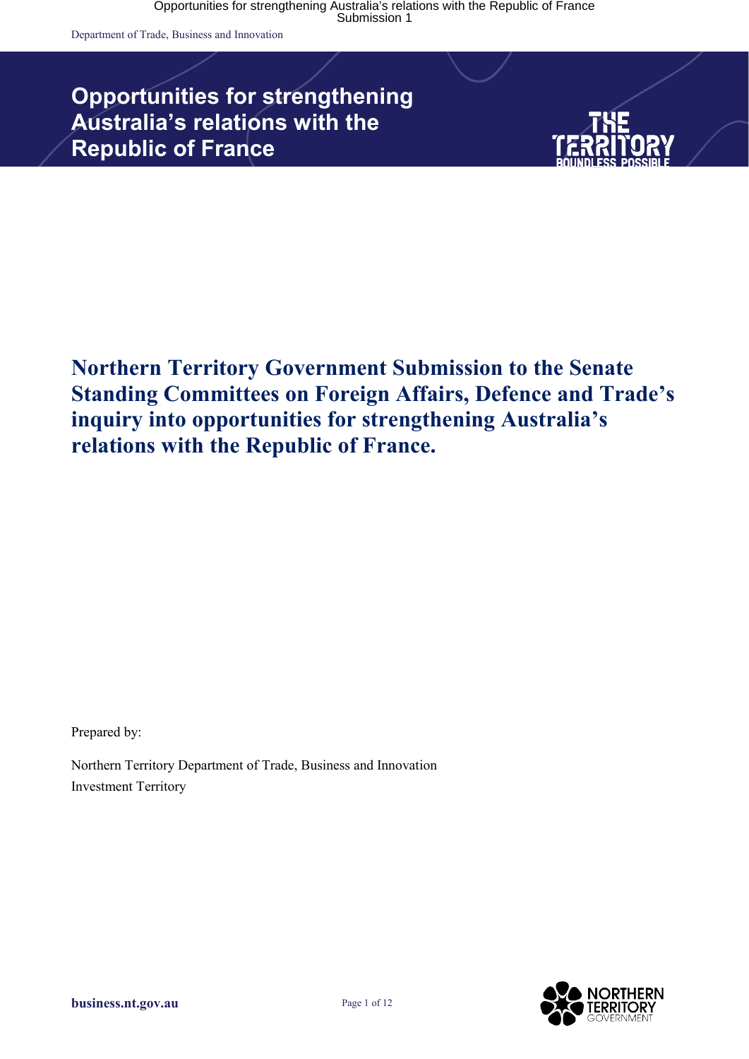# Opportunities for strengthening Australia's relations with the Republic of France

## Northern Territory Government Submission to the Senate Standing Committees on Foreign Affairs, Defence and Trade's inquiry into opportunities for strengthening Australia's relations with the Republic of France.

Prepared by:

Northern Territory Department of Trade, Business and Innovation
Investment Territory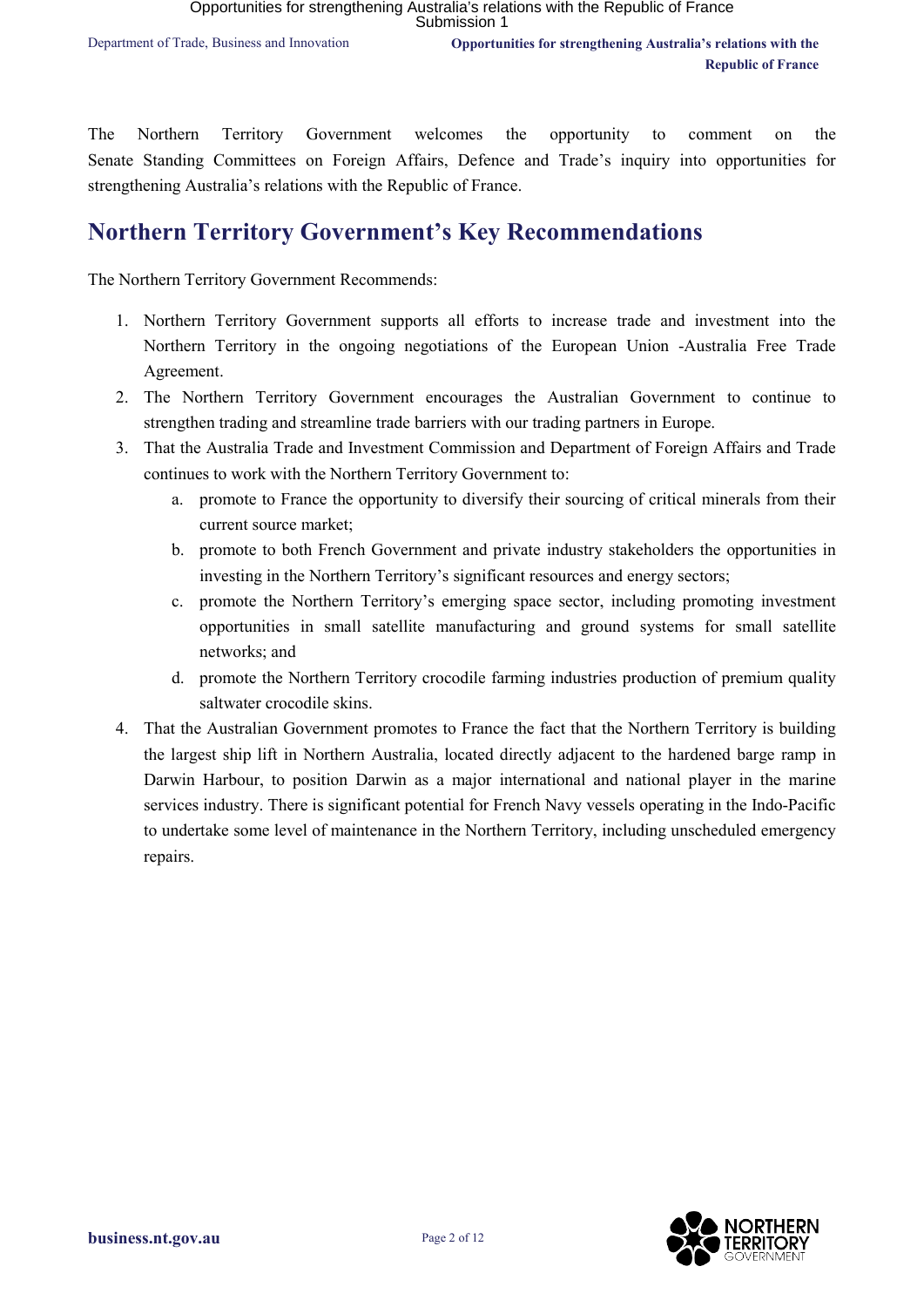The Northern Territory Government welcomes the opportunity to comment on the Senate Standing Committees on Foreign Affairs, Defence and Trade's inquiry into opportunities for strengthening Australia's relations with the Republic of France.

## Northern Territory Government's Key Recommendations

The Northern Territory Government Recommends:

1. Northern Territory Government supports all efforts to increase trade and investment into the Northern Territory in the ongoing negotiations of the European Union -Australia Free Trade Agreement.
2. The Northern Territory Government encourages the Australian Government to continue to strengthen trading and streamline trade barriers with our trading partners in Europe.
3. That the Australia Trade and Investment Commission and Department of Foreign Affairs and Trade continues to work with the Northern Territory Government to:
   a. promote to France the opportunity to diversify their sourcing of critical minerals from their current source market;
   b. promote to both French Government and private industry stakeholders the opportunities in investing in the Northern Territory's significant resources and energy sectors;
   c. promote the Northern Territory's emerging space sector, including promoting investment opportunities in small satellite manufacturing and ground systems for small satellite networks; and
   d. promote the Northern Territory crocodile farming industries production of premium quality saltwater crocodile skins.
4. That the Australian Government promotes to France the fact that the Northern Territory is building the largest ship lift in Northern Australia, located directly adjacent to the hardened barge ramp in Darwin Harbour, to position Darwin as a major international and national player in the marine services industry. There is significant potential for French Navy vessels operating in the Indo-Pacific to undertake some level of maintenance in the Northern Territory, including unscheduled emergency repairs.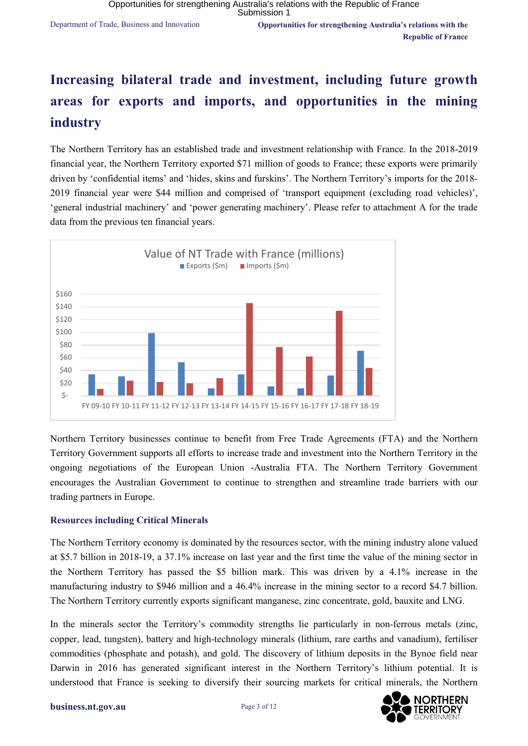# Increasing bilateral trade and investment, including future growth areas for exports and imports, and opportunities in the mining industry

The Northern Territory has an established trade and investment relationship with France. In the 2018-2019 financial year, the Northern Territory exported $71 million of goods to France; these exports were primarily driven by 'confidential items' and 'hides, skins and furskins'. The Northern Territory's imports for the 2018-2019 financial year were $44 million and comprised of 'transport equipment (excluding road vehicles)', 'general industrial machinery' and 'power generating machinery'. Please refer to attachment A for the trade data from the previous ten financial years.

Value of NT Trade with France (millions)

Northern Territory businesses continue to benefit from Free Trade Agreements (FTA) and the Northern Territory Government supports all efforts to increase trade and investment into the Northern Territory in the ongoing negotiations of the European Union -Australia FTA. The Northern Territory Government encourages the Australian Government to continue to strengthen and streamline trade barriers with our trading partners in Europe.

### Resources including Critical Minerals

The Northern Territory economy is dominated by the resources sector, with the mining industry alone valued at $5.7 billion in 2018-19, a 37.1% increase on last year and the first time the value of the mining sector in the Northern Territory has passed the $5 billion mark. This was driven by a 4.1% increase in the manufacturing industry to $946 million and a 46.4% increase in the mining sector to a record $4.7 billion. The Northern Territory currently exports significant manganese, zinc concentrate, gold, bauxite and LNG.

In the minerals sector the Territory's commodity strengths lie particularly in non-ferrous metals (zinc, copper, lead, tungsten), battery and high-technology minerals (lithium, rare earths and vanadium), fertiliser commodities (phosphate and potash), and gold. The discovery of lithium deposits in the Bynoe field near Darwin in 2016 has generated significant interest in the Northern Territory's lithium potential. It is understood that France is seeking to diversify their sourcing markets for critical minerals, the Northern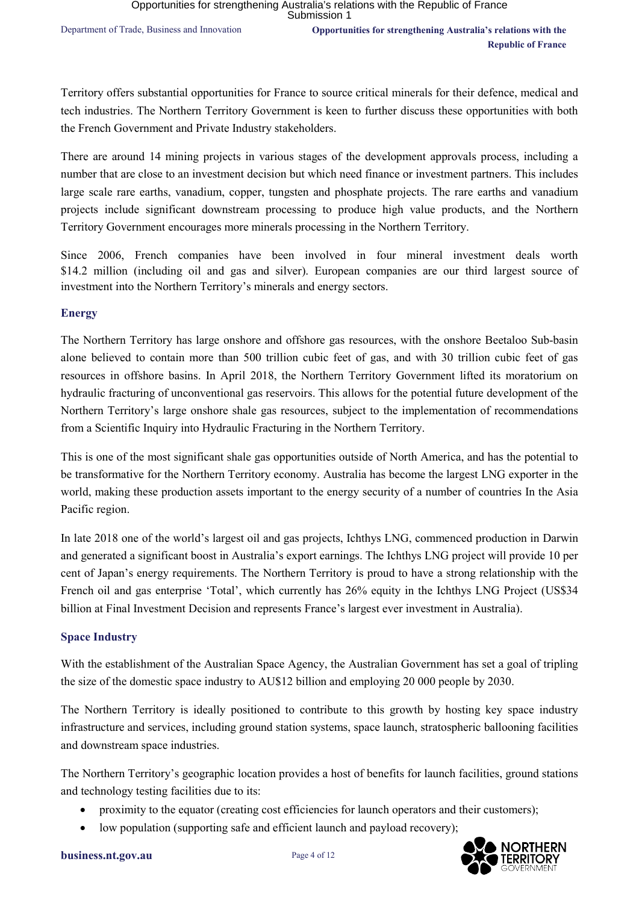Territory offers substantial opportunities for France to source critical minerals for their defence, medical and tech industries. The Northern Territory Government is keen to further discuss these opportunities with both the French Government and Private Industry stakeholders.

There are around 14 mining projects in various stages of the development approvals process, including a number that are close to an investment decision but which need finance or investment partners. This includes large scale rare earths, vanadium, copper, tungsten and phosphate projects. The rare earths and vanadium projects include significant downstream processing to produce high value products, and the Northern Territory Government encourages more minerals processing in the Northern Territory.

Since 2006, French companies have been involved in four mineral investment deals worth $14.2 million (including oil and gas and silver). European companies are our third largest source of investment into the Northern Territory's minerals and energy sectors.

### Energy

The Northern Territory has large onshore and offshore gas resources, with the onshore Beetaloo Sub-basin alone believed to contain more than 500 trillion cubic feet of gas, and with 30 trillion cubic feet of gas resources in offshore basins. In April 2018, the Northern Territory Government lifted its moratorium on hydraulic fracturing of unconventional gas reservoirs. This allows for the potential future development of the Northern Territory's large onshore shale gas resources, subject to the implementation of recommendations from a Scientific Inquiry into Hydraulic Fracturing in the Northern Territory.

This is one of the most significant shale gas opportunities outside of North America, and has the potential to be transformative for the Northern Territory economy. Australia has become the largest LNG exporter in the world, making these production assets important to the energy security of a number of countries In the Asia Pacific region.

In late 2018 one of the world's largest oil and gas projects, Ichthys LNG, commenced production in Darwin and generated a significant boost in Australia's export earnings. The Ichthys LNG project will provide 10 per cent of Japan's energy requirements. The Northern Territory is proud to have a strong relationship with the French oil and gas enterprise 'Total', which currently has 26% equity in the Ichthys LNG Project (US$34 billion at Final Investment Decision and represents France's largest ever investment in Australia).

### Space Industry

With the establishment of the Australian Space Agency, the Australian Government has set a goal of tripling the size of the domestic space industry to AU$12 billion and employing 20 000 people by 2030.

The Northern Territory is ideally positioned to contribute to this growth by hosting key space industry infrastructure and services, including ground station systems, space launch, stratospheric ballooning facilities and downstream space industries.

The Northern Territory's geographic location provides a host of benefits for launch facilities, ground stations and technology testing facilities due to its:

- proximity to the equator (creating cost efficiencies for launch operators and their customers);
- low population (supporting safe and efficient launch and payload recovery);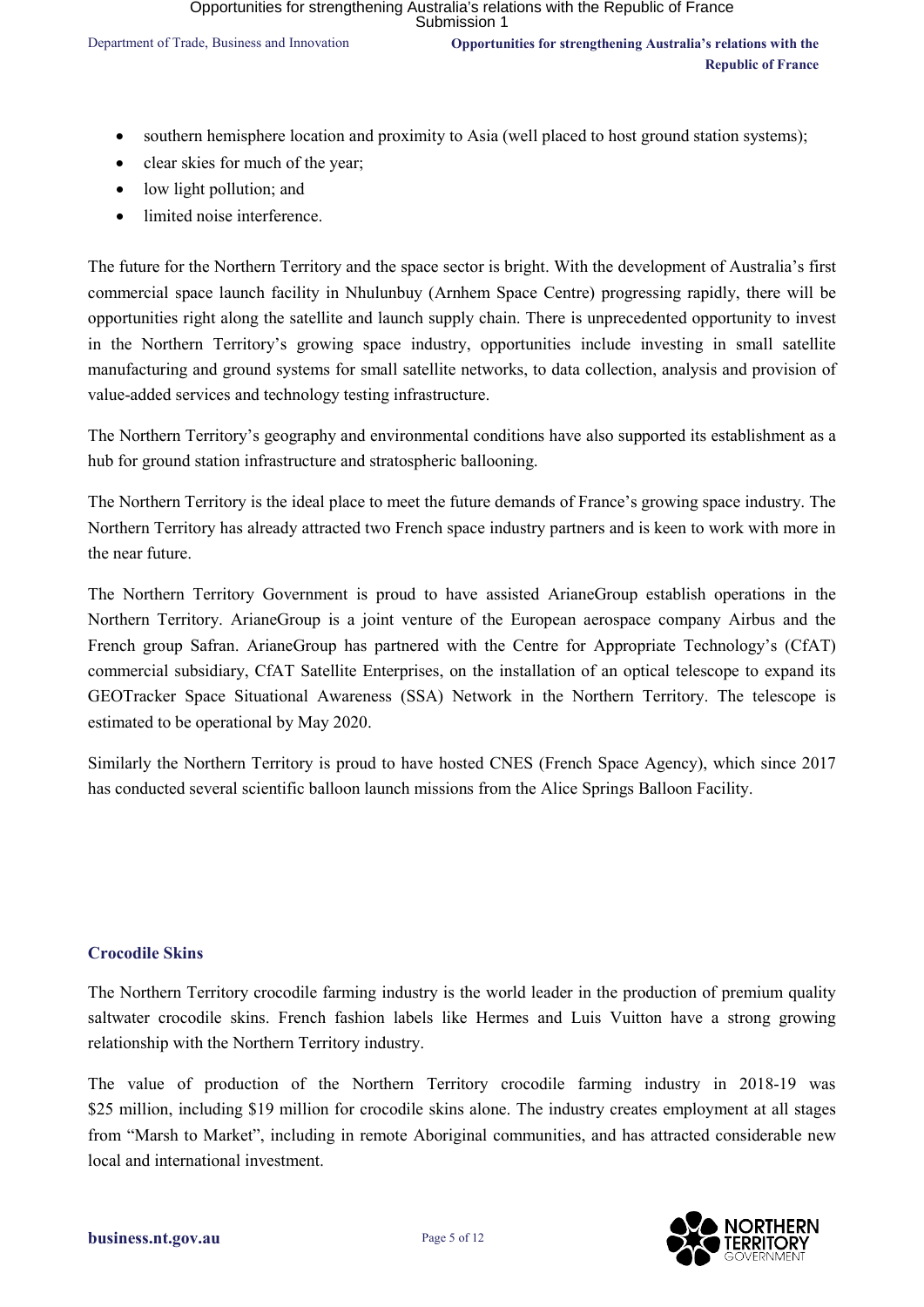- southern hemisphere location and proximity to Asia (well placed to host ground station systems);
- clear skies for much of the year;
- low light pollution; and
- limited noise interference.

The future for the Northern Territory and the space sector is bright. With the development of Australia's first commercial space launch facility in Nhulunbuy (Arnhem Space Centre) progressing rapidly, there will be opportunities right along the satellite and launch supply chain. There is unprecedented opportunity to invest in the Northern Territory's growing space industry, opportunities include investing in small satellite manufacturing and ground systems for small satellite networks, to data collection, analysis and provision of value-added services and technology testing infrastructure.

The Northern Territory's geography and environmental conditions have also supported its establishment as a hub for ground station infrastructure and stratospheric ballooning.

The Northern Territory is the ideal place to meet the future demands of France's growing space industry. The Northern Territory has already attracted two French space industry partners and is keen to work with more in the near future.

The Northern Territory Government is proud to have assisted ArianeGroup establish operations in the Northern Territory. ArianeGroup is a joint venture of the European aerospace company Airbus and the French group Safran. ArianeGroup has partnered with the Centre for Appropriate Technology's (CfAT) commercial subsidiary, CfAT Satellite Enterprises, on the installation of an optical telescope to expand its GEOTracker Space Situational Awareness (SSA) Network in the Northern Territory. The telescope is estimated to be operational by May 2020.

Similarly the Northern Territory is proud to have hosted CNES (French Space Agency), which since 2017 has conducted several scientific balloon launch missions from the Alice Springs Balloon Facility.

### Crocodile Skins

The Northern Territory crocodile farming industry is the world leader in the production of premium quality saltwater crocodile skins. French fashion labels like Hermes and Luis Vuitton have a strong growing relationship with the Northern Territory industry.

The value of production of the Northern Territory crocodile farming industry in 2018-19 was $25 million, including $19 million for crocodile skins alone. The industry creates employment at all stages from "Marsh to Market", including in remote Aboriginal communities, and has attracted considerable new local and international investment.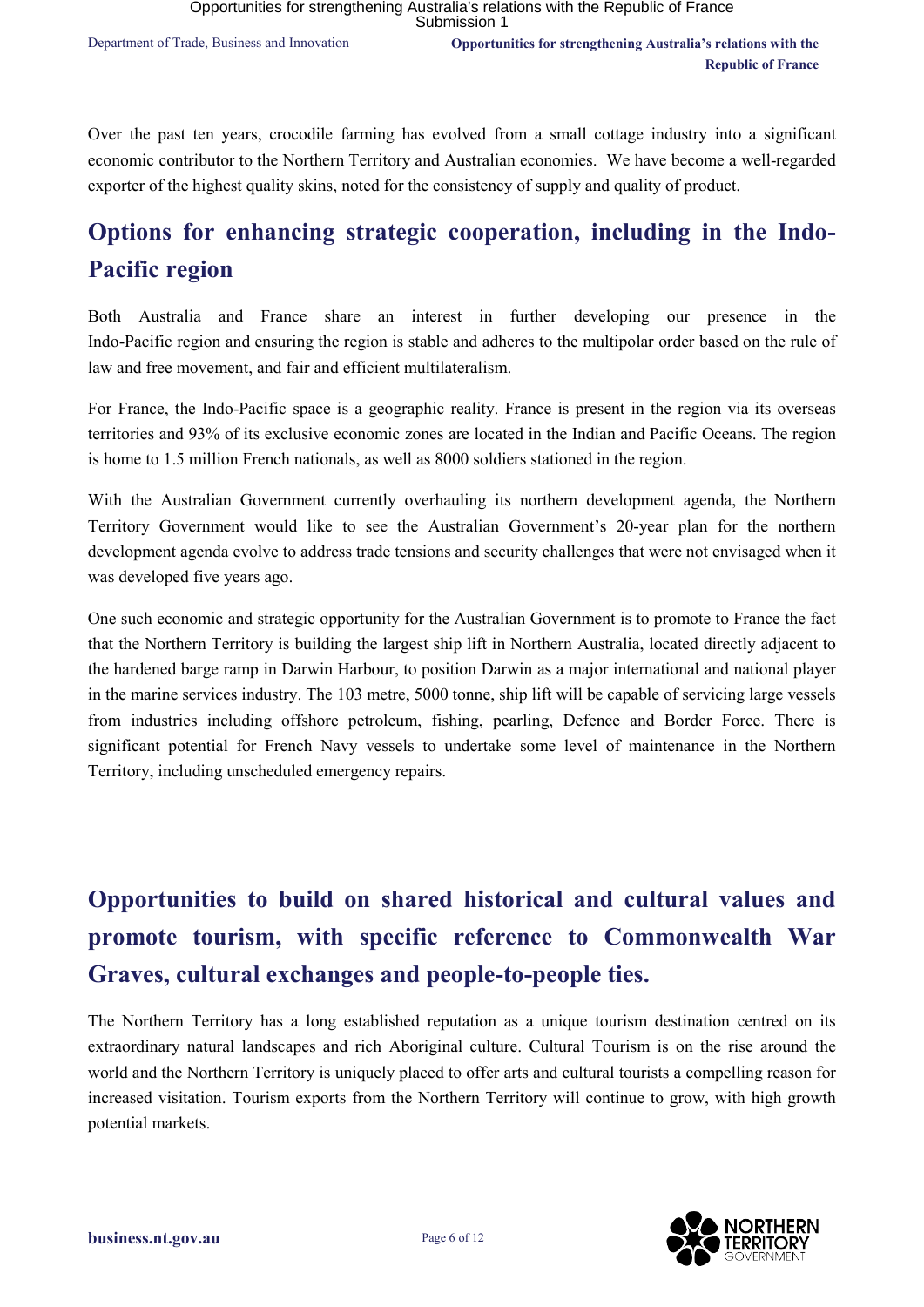Over the past ten years, crocodile farming has evolved from a small cottage industry into a significant economic contributor to the Northern Territory and Australian economies. We have become a well-regarded exporter of the highest quality skins, noted for the consistency of supply and quality of product.

## Options for enhancing strategic cooperation, including in the Indo-Pacific region

Both Australia and France share an interest in further developing our presence in the Indo-Pacific region and ensuring the region is stable and adheres to the multipolar order based on the rule of law and free movement, and fair and efficient multilateralism.

For France, the Indo-Pacific space is a geographic reality. France is present in the region via its overseas territories and 93% of its exclusive economic zones are located in the Indian and Pacific Oceans. The region is home to 1.5 million French nationals, as well as 8000 soldiers stationed in the region.

With the Australian Government currently overhauling its northern development agenda, the Northern Territory Government would like to see the Australian Government's 20-year plan for the northern development agenda evolve to address trade tensions and security challenges that were not envisaged when it was developed five years ago.

One such economic and strategic opportunity for the Australian Government is to promote to France the fact that the Northern Territory is building the largest ship lift in Northern Australia, located directly adjacent to the hardened barge ramp in Darwin Harbour, to position Darwin as a major international and national player in the marine services industry. The 103 metre, 5000 tonne, ship lift will be capable of servicing large vessels from industries including offshore petroleum, fishing, pearling, Defence and Border Force. There is significant potential for French Navy vessels to undertake some level of maintenance in the Northern Territory, including unscheduled emergency repairs.

## Opportunities to build on shared historical and cultural values and promote tourism, with specific reference to Commonwealth War Graves, cultural exchanges and people-to-people ties.

The Northern Territory has a long established reputation as a unique tourism destination centred on its extraordinary natural landscapes and rich Aboriginal culture. Cultural Tourism is on the rise around the world and the Northern Territory is uniquely placed to offer arts and cultural tourists a compelling reason for increased visitation. Tourism exports from the Northern Territory will continue to grow, with high growth potential markets.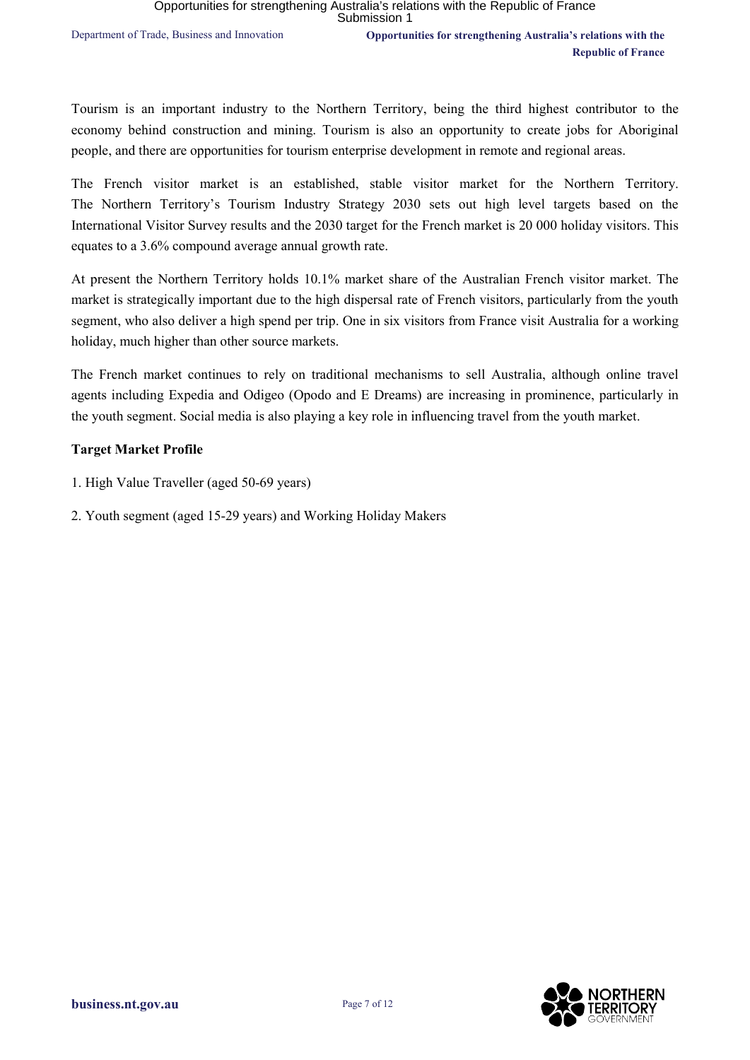Tourism is an important industry to the Northern Territory, being the third highest contributor to the economy behind construction and mining. Tourism is also an opportunity to create jobs for Aboriginal people, and there are opportunities for tourism enterprise development in remote and regional areas.

The French visitor market is an established, stable visitor market for the Northern Territory. The Northern Territory's Tourism Industry Strategy 2030 sets out high level targets based on the International Visitor Survey results and the 2030 target for the French market is 20 000 holiday visitors. This equates to a 3.6% compound average annual growth rate.

At present the Northern Territory holds 10.1% market share of the Australian French visitor market. The market is strategically important due to the high dispersal rate of French visitors, particularly from the youth segment, who also deliver a high spend per trip. One in six visitors from France visit Australia for a working holiday, much higher than other source markets.

The French market continues to rely on traditional mechanisms to sell Australia, although online travel agents including Expedia and Odigeo (Opodo and E Dreams) are increasing in prominence, particularly in the youth segment. Social media is also playing a key role in influencing travel from the youth market.

**Target Market Profile**

1. High Value Traveller (aged 50-69 years)
2. Youth segment (aged 15-29 years) and Working Holiday Makers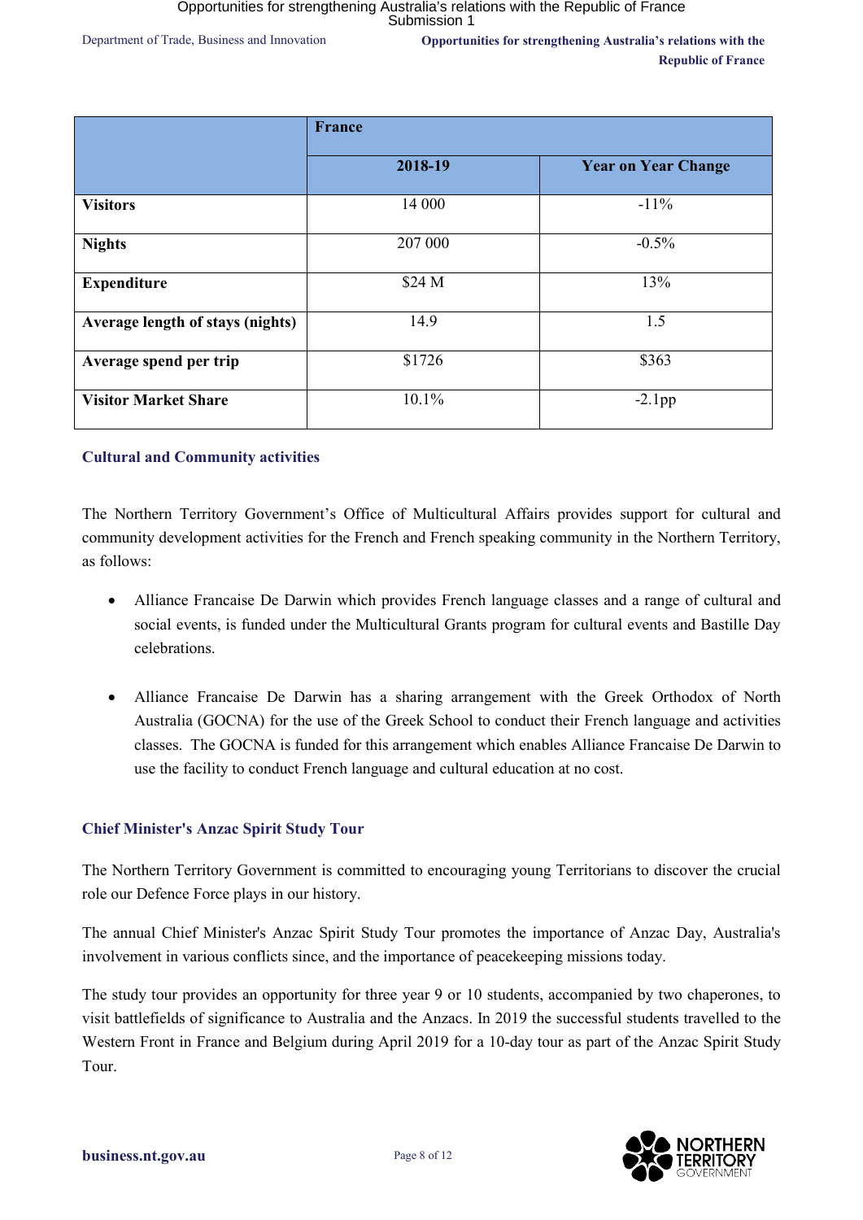| | France | |
|---|---|---|
| | 2018-19 | Year on Year Change |
| **Visitors** | 14 000 | -11% |
| **Nights** | 207 000 | -0.5% |
| **Expenditure** | $24 M | 13% |
| **Average length of stays (nights)** | 14.9 | 1.5 |
| **Average spend per trip** | $1726 | $363 |
| **Visitor Market Share** | 10.1% | -2.1pp |

## Cultural and Community activities

The Northern Territory Government's Office of Multicultural Affairs provides support for cultural and community development activities for the French and French speaking community in the Northern Territory, as follows:

- Alliance Francaise De Darwin which provides French language classes and a range of cultural and social events, is funded under the Multicultural Grants program for cultural events and Bastille Day celebrations.

- Alliance Francaise De Darwin has a sharing arrangement with the Greek Orthodox of North Australia (GOCNA) for the use of the Greek School to conduct their French language and activities classes. The GOCNA is funded for this arrangement which enables Alliance Francaise De Darwin to use the facility to conduct French language and cultural education at no cost.

## Chief Minister's Anzac Spirit Study Tour

The Northern Territory Government is committed to encouraging young Territorians to discover the crucial role our Defence Force plays in our history.

The annual Chief Minister's Anzac Spirit Study Tour promotes the importance of Anzac Day, Australia's involvement in various conflicts since, and the importance of peacekeeping missions today.

The study tour provides an opportunity for three year 9 or 10 students, accompanied by two chaperones, to visit battlefields of significance to Australia and the Anzacs. In 2019 the successful students travelled to the Western Front in France and Belgium during April 2019 for a 10-day tour as part of the Anzac Spirit Study Tour.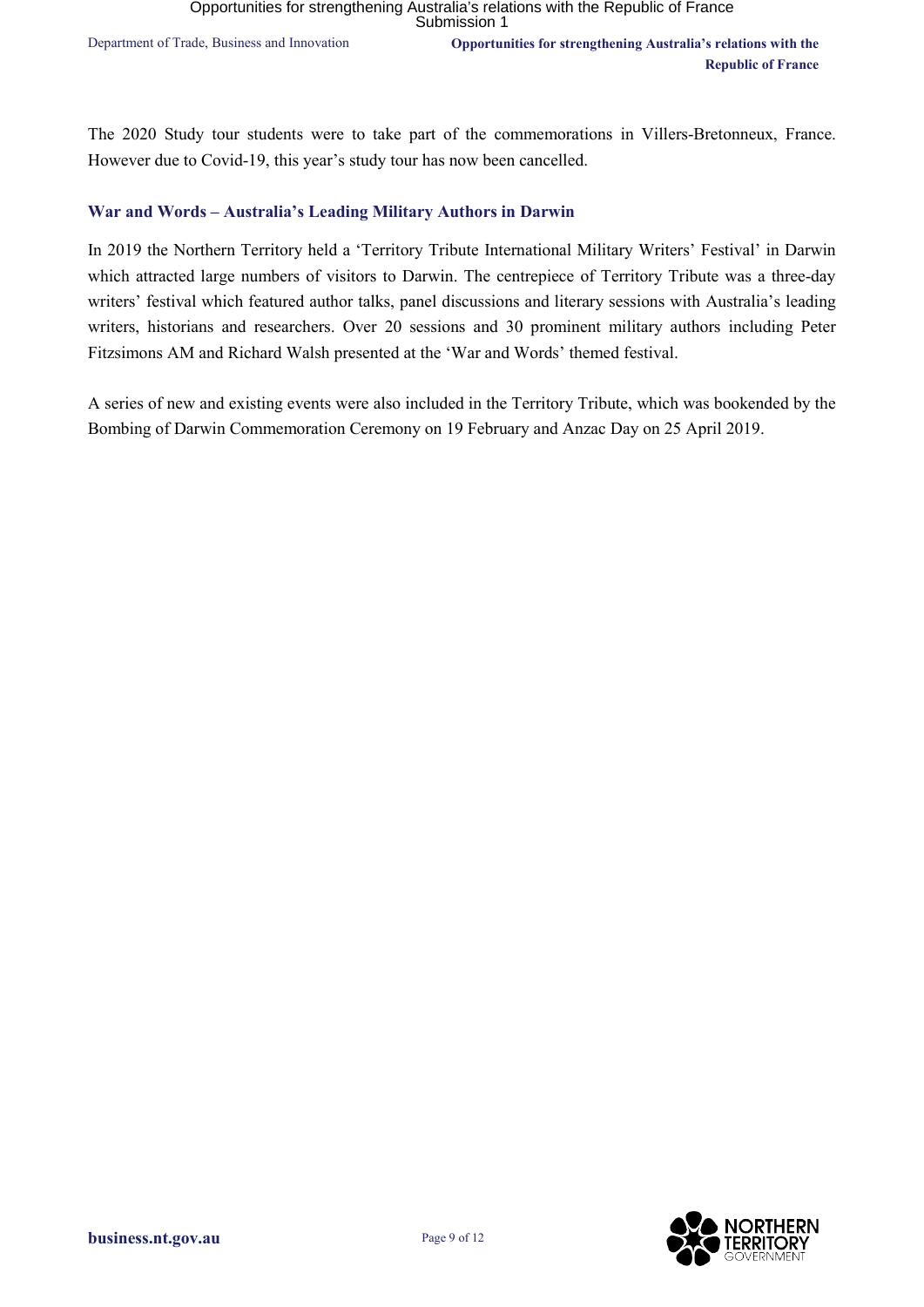The 2020 Study tour students were to take part of the commemorations in Villers-Bretonneux, France. However due to Covid-19, this year's study tour has now been cancelled.

### War and Words – Australia's Leading Military Authors in Darwin

In 2019 the Northern Territory held a 'Territory Tribute International Military Writers' Festival' in Darwin which attracted large numbers of visitors to Darwin. The centrepiece of Territory Tribute was a three-day writers' festival which featured author talks, panel discussions and literary sessions with Australia's leading writers, historians and researchers. Over 20 sessions and 30 prominent military authors including Peter Fitzsimons AM and Richard Walsh presented at the 'War and Words' themed festival.

A series of new and existing events were also included in the Territory Tribute, which was bookended by the Bombing of Darwin Commemoration Ceremony on 19 February and Anzac Day on 25 April 2019.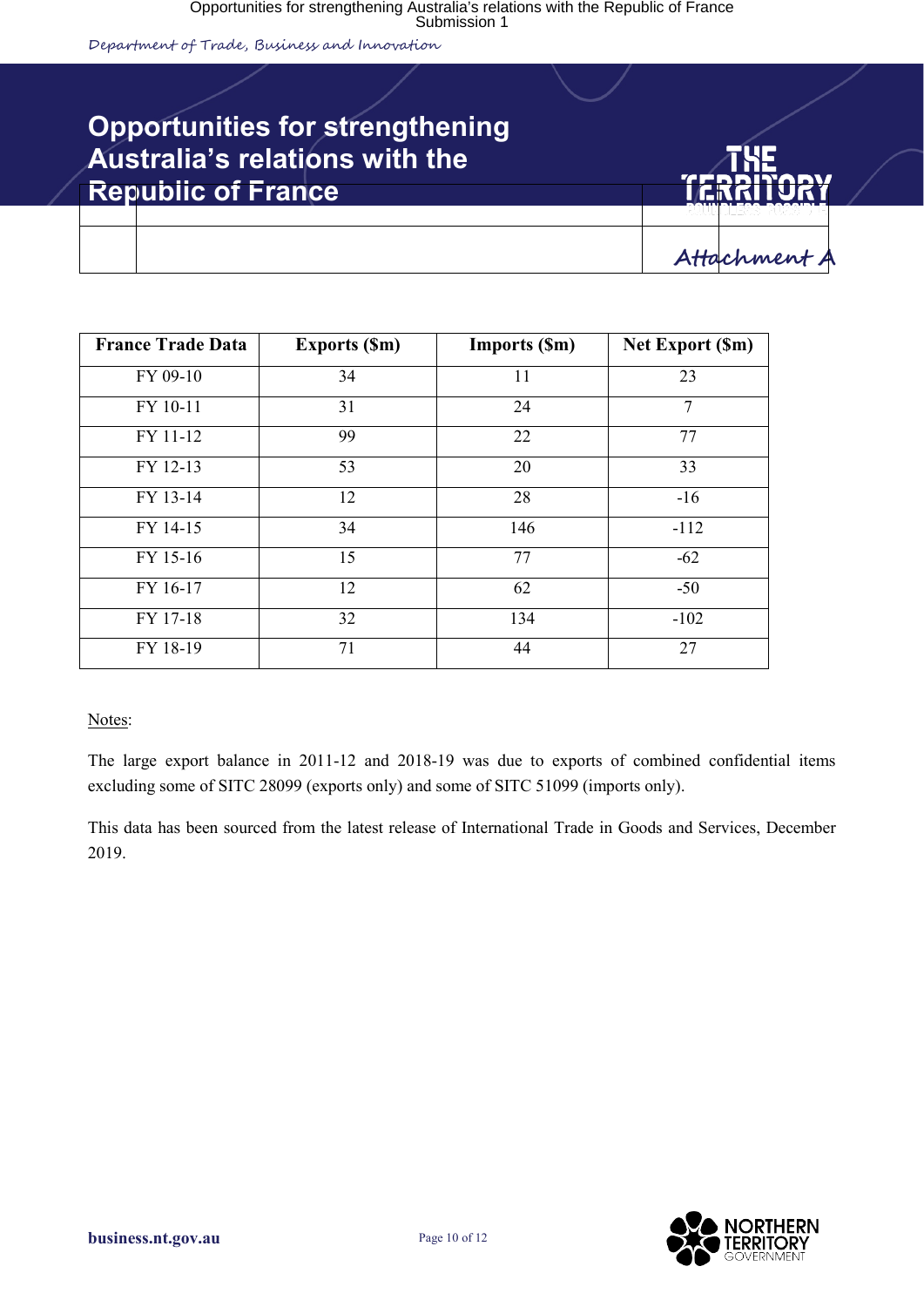# Opportunities for strengthening Australia's relations with the Republic of France

**Attachment A**

| France Trade Data | Exports ($m) | Imports ($m) | Net Export ($m) |
|---|---|---|---|
| FY 09-10 | 34 | 11 | 23 |
| FY 10-11 | 31 | 24 | 7 |
| FY 11-12 | 99 | 22 | 77 |
| FY 12-13 | 53 | 20 | 33 |
| FY 13-14 | 12 | 28 | -16 |
| FY 14-15 | 34 | 146 | -112 |
| FY 15-16 | 15 | 77 | -62 |
| FY 16-17 | 12 | 62 | -50 |
| FY 17-18 | 32 | 134 | -102 |
| FY 18-19 | 71 | 44 | 27 |

Notes:

The large export balance in 2011-12 and 2018-19 was due to exports of combined confidential items excluding some of SITC 28099 (exports only) and some of SITC 51099 (imports only).

This data has been sourced from the latest release of International Trade in Goods and Services, December 2019.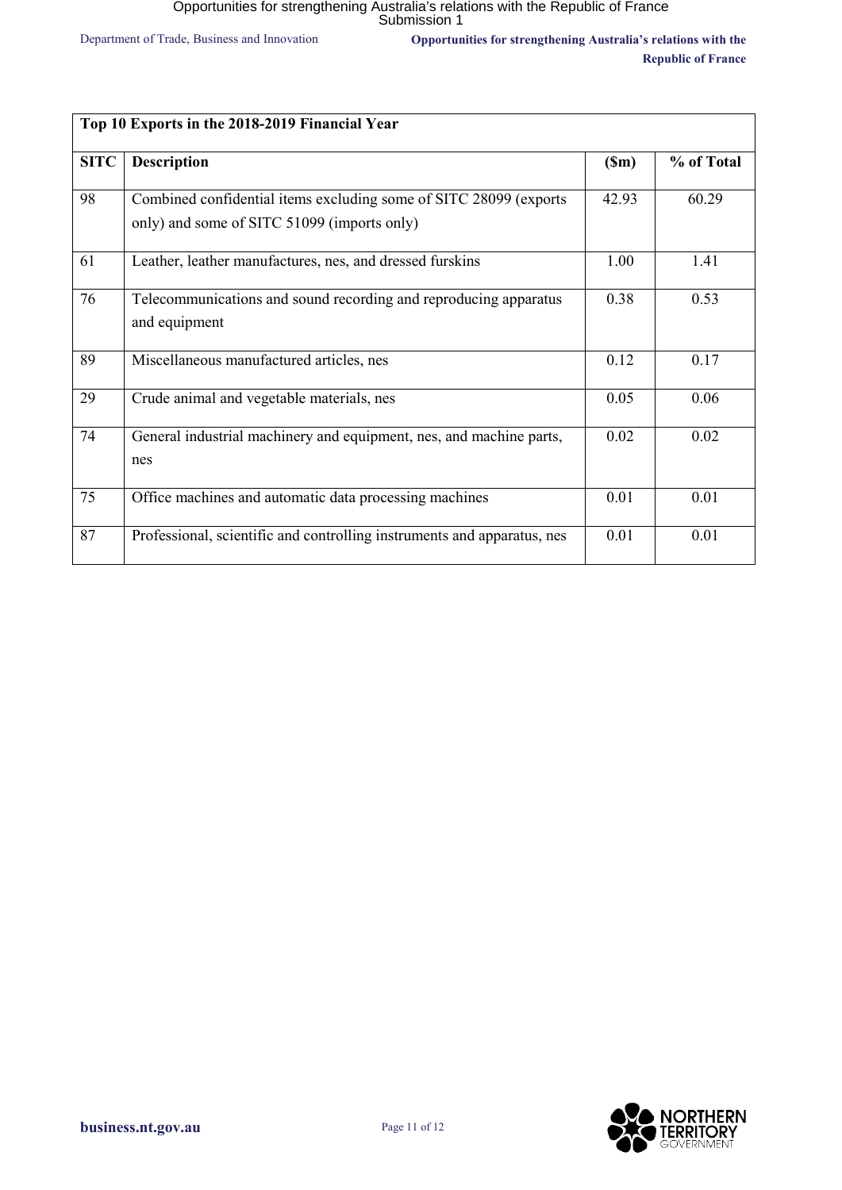| Top 10 Exports in the 2018-2019 Financial Year | | | |
|---|---|---|---|
| **SITC** | **Description** | **($m)** | **% of Total** |
| 98 | Combined confidential items excluding some of SITC 28099 (exports only) and some of SITC 51099 (imports only) | 42.93 | 60.29 |
| 61 | Leather, leather manufactures, nes, and dressed furskins | 1.00 | 1.41 |
| 76 | Telecommunications and sound recording and reproducing apparatus and equipment | 0.38 | 0.53 |
| 89 | Miscellaneous manufactured articles, nes | 0.12 | 0.17 |
| 29 | Crude animal and vegetable materials, nes | 0.05 | 0.06 |
| 74 | General industrial machinery and equipment, nes, and machine parts, nes | 0.02 | 0.02 |
| 75 | Office machines and automatic data processing machines | 0.01 | 0.01 |
| 87 | Professional, scientific and controlling instruments and apparatus, nes | 0.01 | 0.01 |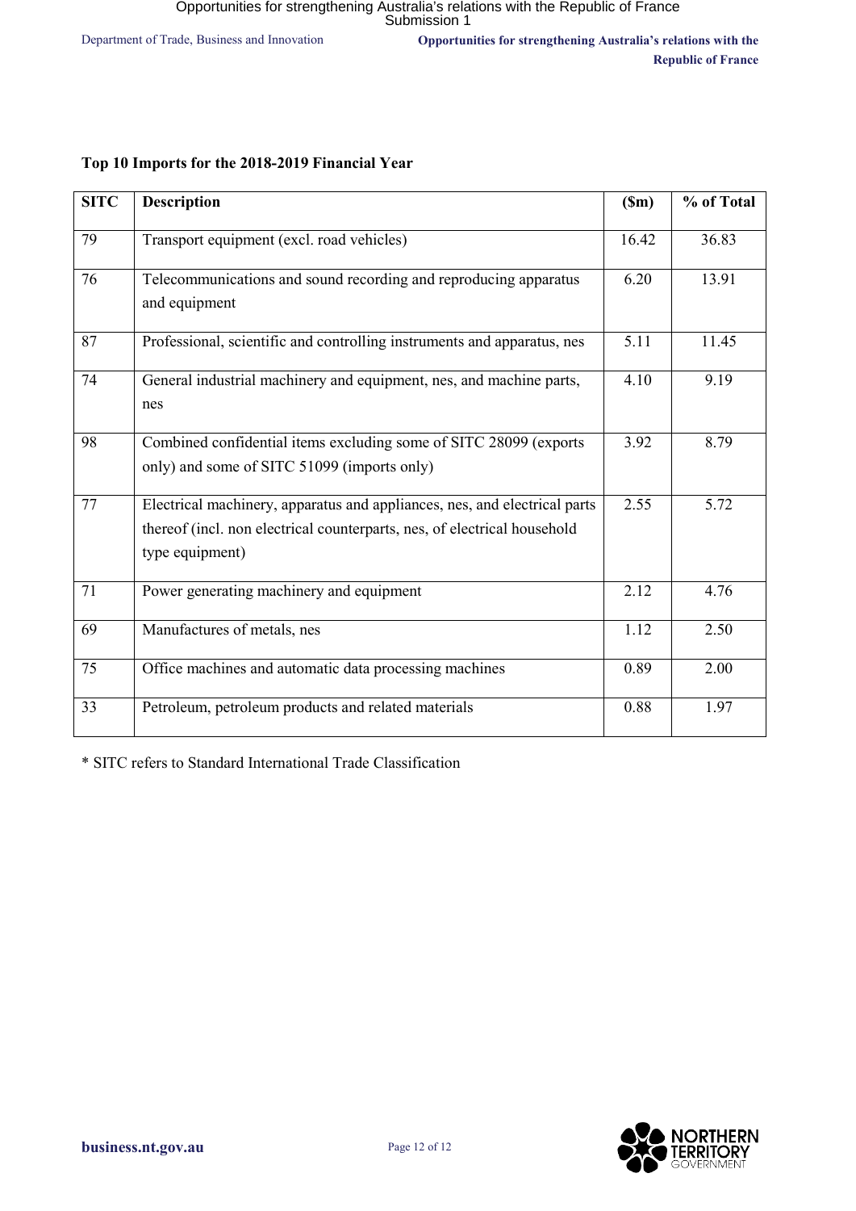**Top 10 Imports for the 2018-2019 Financial Year**

| SITC | Description | ($m) | % of Total |
|---|---|---|---|
| 79 | Transport equipment (excl. road vehicles) | 16.42 | 36.83 |
| 76 | Telecommunications and sound recording and reproducing apparatus and equipment | 6.20 | 13.91 |
| 87 | Professional, scientific and controlling instruments and apparatus, nes | 5.11 | 11.45 |
| 74 | General industrial machinery and equipment, nes, and machine parts, nes | 4.10 | 9.19 |
| 98 | Combined confidential items excluding some of SITC 28099 (exports only) and some of SITC 51099 (imports only) | 3.92 | 8.79 |
| 77 | Electrical machinery, apparatus and appliances, nes, and electrical parts thereof (incl. non electrical counterparts, nes, of electrical household type equipment) | 2.55 | 5.72 |
| 71 | Power generating machinery and equipment | 2.12 | 4.76 |
| 69 | Manufactures of metals, nes | 1.12 | 2.50 |
| 75 | Office machines and automatic data processing machines | 0.89 | 2.00 |
| 33 | Petroleum, petroleum products and related materials | 0.88 | 1.97 |

* SITC refers to Standard International Trade Classification